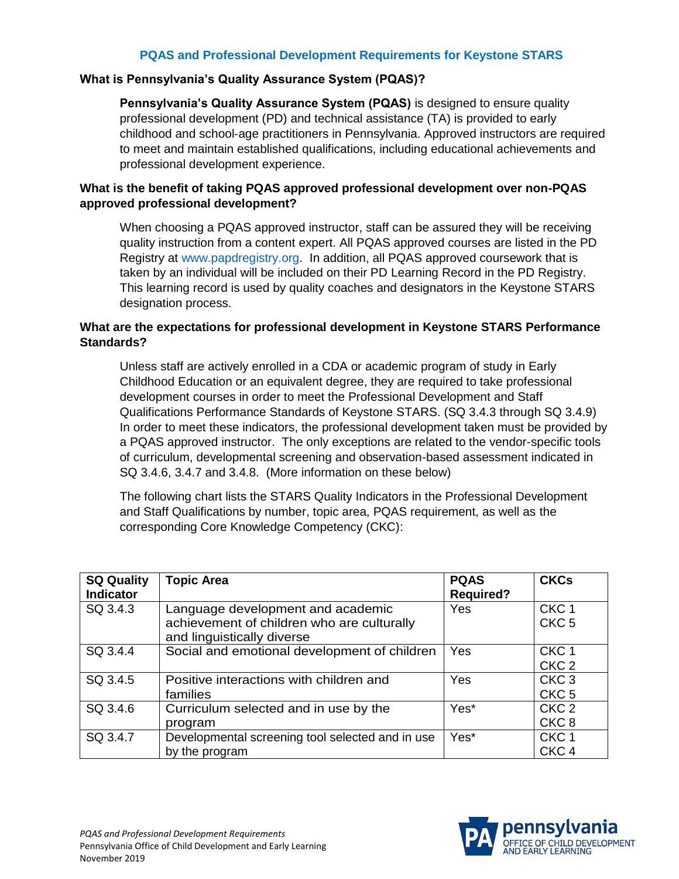# PQAS and Professional Development Requirements for Keystone STARS

## What is Pennsylvania's Quality Assurance System (PQAS)?

**Pennsylvania's Quality Assurance System (PQAS)** is designed to ensure quality professional development (PD) and technical assistance (TA) is provided to early childhood and school-age practitioners in Pennsylvania. Approved instructors are required to meet and maintain established qualifications, including educational achievements and professional development experience.

## What is the benefit of taking PQAS approved professional development over non-PQAS approved professional development?

When choosing a PQAS approved instructor, staff can be assured they will be receiving quality instruction from a content expert. All PQAS approved courses are listed in the PD Registry at www.papdregistry.org. In addition, all PQAS approved coursework that is taken by an individual will be included on their PD Learning Record in the PD Registry. This learning record is used by quality coaches and designators in the Keystone STARS designation process.

## What are the expectations for professional development in Keystone STARS Performance Standards?

Unless staff are actively enrolled in a CDA or academic program of study in Early Childhood Education or an equivalent degree, they are required to take professional development courses in order to meet the Professional Development and Staff Qualifications Performance Standards of Keystone STARS. (SQ 3.4.3 through SQ 3.4.9) In order to meet these indicators, the professional development taken must be provided by a PQAS approved instructor. The only exceptions are related to the vendor-specific tools of curriculum, developmental screening and observation-based assessment indicated in SQ 3.4.6, 3.4.7 and 3.4.8. (More information on these below)

The following chart lists the STARS Quality Indicators in the Professional Development and Staff Qualifications by number, topic area, PQAS requirement, as well as the corresponding Core Knowledge Competency (CKC):

| SQ Quality Indicator | Topic Area | PQAS Required? | CKCs |
|---|---|---|---|
| SQ 3.4.3 | Language development and academic achievement of children who are culturally and linguistically diverse | Yes | CKC 1<br>CKC 5 |
| SQ 3.4.4 | Social and emotional development of children | Yes | CKC 1<br>CKC 2 |
| SQ 3.4.5 | Positive interactions with children and families | Yes | CKC 3<br>CKC 5 |
| SQ 3.4.6 | Curriculum selected and in use by the program | Yes* | CKC 2<br>CKC 8 |
| SQ 3.4.7 | Developmental screening tool selected and in use by the program | Yes* | CKC 1<br>CKC 4 |

*PQAS and Professional Development Requirements*
Pennsylvania Office of Child Development and Early Learning
November 2019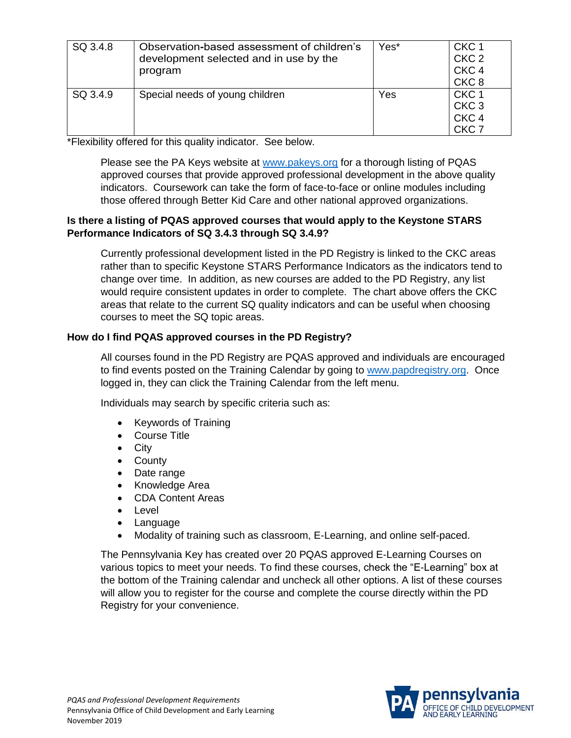| | | | |
|---|---|---|---|
| SQ 3.4.8 | Observation-based assessment of children's development selected and in use by the program | Yes* | CKC 1<br>CKC 2<br>CKC 4<br>CKC 8 |
| SQ 3.4.9 | Special needs of young children | Yes | CKC 1<br>CKC 3<br>CKC 4<br>CKC 7 |

*Flexibility offered for this quality indicator. See below.

Please see the PA Keys website at [www.pakeys.org](http://www.pakeys.org) for a thorough listing of PQAS approved courses that provide approved professional development in the above quality indicators. Coursework can take the form of face-to-face or online modules including those offered through Better Kid Care and other national approved organizations.

**Is there a listing of PQAS approved courses that would apply to the Keystone STARS Performance Indicators of SQ 3.4.3 through SQ 3.4.9?**

Currently professional development listed in the PD Registry is linked to the CKC areas rather than to specific Keystone STARS Performance Indicators as the indicators tend to change over time. In addition, as new courses are added to the PD Registry, any list would require consistent updates in order to complete. The chart above offers the CKC areas that relate to the current SQ quality indicators and can be useful when choosing courses to meet the SQ topic areas.

**How do I find PQAS approved courses in the PD Registry?**

All courses found in the PD Registry are PQAS approved and individuals are encouraged to find events posted on the Training Calendar by going to [www.papdregistry.org](http://www.papdregistry.org). Once logged in, they can click the Training Calendar from the left menu.

Individuals may search by specific criteria such as:

- Keywords of Training
- Course Title
- City
- County
- Date range
- Knowledge Area
- CDA Content Areas
- Level
- Language
- Modality of training such as classroom, E-Learning, and online self-paced.

The Pennsylvania Key has created over 20 PQAS approved E-Learning Courses on various topics to meet your needs. To find these courses, check the "E-Learning" box at the bottom of the Training calendar and uncheck all other options. A list of these courses will allow you to register for the course and complete the course directly within the PD Registry for your convenience.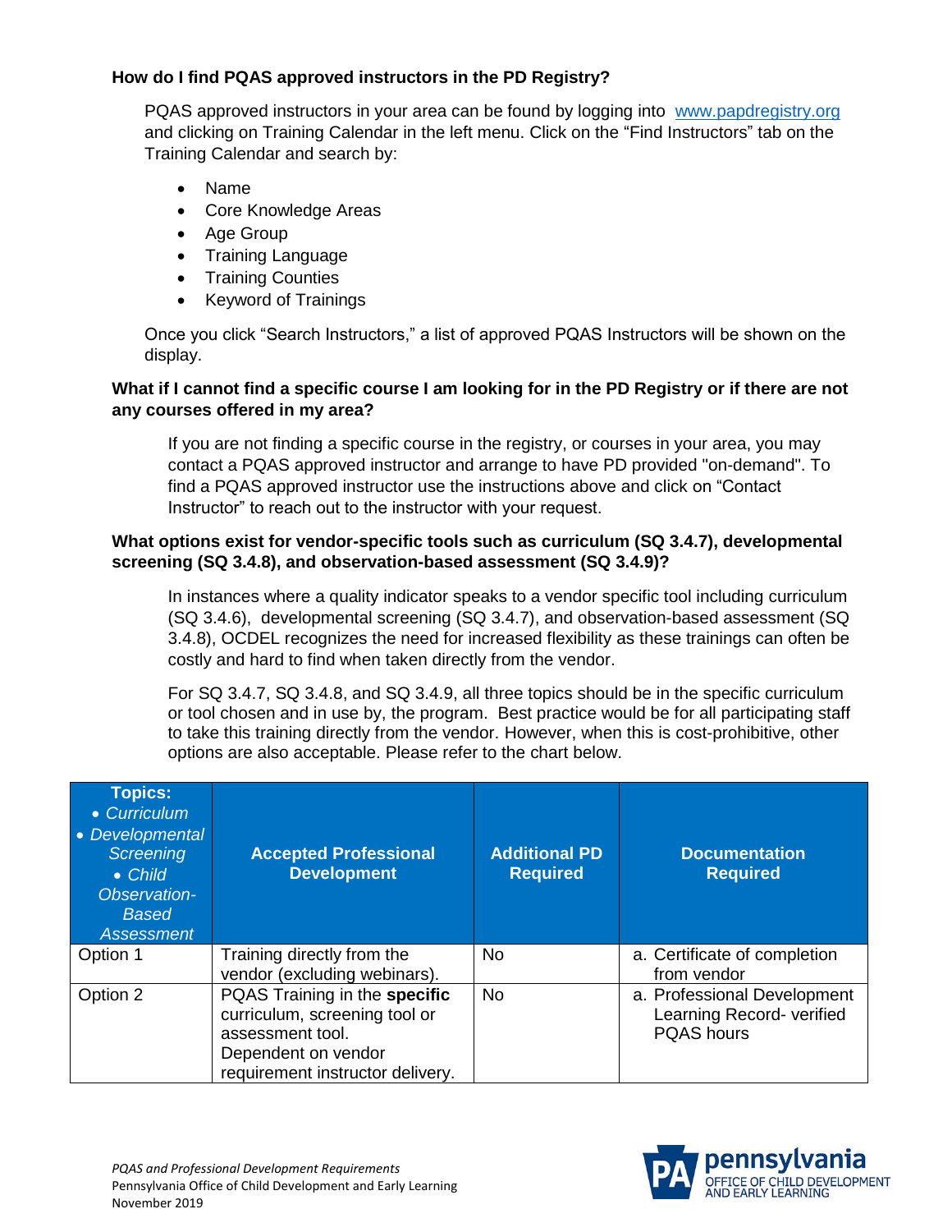**How do I find PQAS approved instructors in the PD Registry?**

PQAS approved instructors in your area can be found by logging into www.papdregistry.org and clicking on Training Calendar in the left menu. Click on the "Find Instructors" tab on the Training Calendar and search by:

- Name
- Core Knowledge Areas
- Age Group
- Training Language
- Training Counties
- Keyword of Trainings

Once you click "Search Instructors," a list of approved PQAS Instructors will be shown on the display.

**What if I cannot find a specific course I am looking for in the PD Registry or if there are not any courses offered in my area?**

If you are not finding a specific course in the registry, or courses in your area, you may contact a PQAS approved instructor and arrange to have PD provided "on-demand". To find a PQAS approved instructor use the instructions above and click on "Contact Instructor" to reach out to the instructor with your request.

**What options exist for vendor-specific tools such as curriculum (SQ 3.4.7), developmental screening (SQ 3.4.8), and observation-based assessment (SQ 3.4.9)?**

In instances where a quality indicator speaks to a vendor specific tool including curriculum (SQ 3.4.6), developmental screening (SQ 3.4.7), and observation-based assessment (SQ 3.4.8), OCDEL recognizes the need for increased flexibility as these trainings can often be costly and hard to find when taken directly from the vendor.

For SQ 3.4.7, SQ 3.4.8, and SQ 3.4.9, all three topics should be in the specific curriculum or tool chosen and in use by, the program. Best practice would be for all participating staff to take this training directly from the vendor. However, when this is cost-prohibitive, other options are also acceptable. Please refer to the chart below.

| **Topics:** <br>• *Curriculum* <br>• *Developmental Screening* <br>• *Child Observation-Based Assessment* | **Accepted Professional Development** | **Additional PD Required** | **Documentation Required** |
|---|---|---|---|
| Option 1 | Training directly from the vendor (excluding webinars). | No | a. Certificate of completion from vendor |
| Option 2 | PQAS Training in the **specific** curriculum, screening tool or assessment tool. Dependent on vendor requirement instructor delivery. | No | a. Professional Development Learning Record- verified PQAS hours |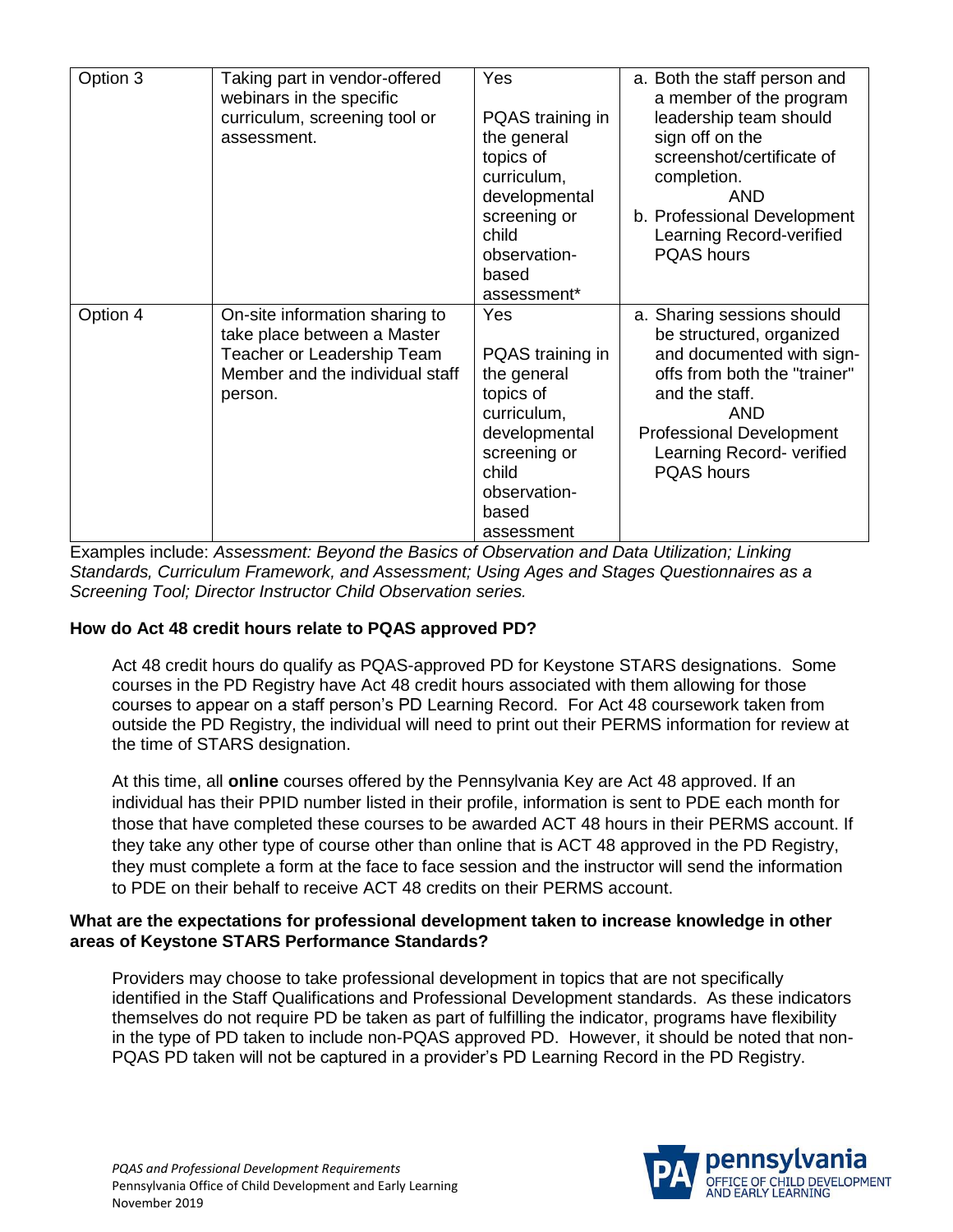| | | | |
|---|---|---|---|
| Option 3 | Taking part in vendor-offered webinars in the specific curriculum, screening tool or assessment. | Yes<br><br>PQAS training in the general topics of curriculum, developmental screening or child observation-based assessment* | a. Both the staff person and a member of the program leadership team should sign off on the screenshot/certificate of completion.<br>AND<br>b. Professional Development Learning Record-verified PQAS hours |
| Option 4 | On-site information sharing to take place between a Master Teacher or Leadership Team Member and the individual staff person. | Yes<br><br>PQAS training in the general topics of curriculum, developmental screening or child observation-based assessment | a. Sharing sessions should be structured, organized and documented with sign-offs from both the "trainer" and the staff.<br>AND<br>Professional Development Learning Record- verified PQAS hours |

Examples include: *Assessment: Beyond the Basics of Observation and Data Utilization; Linking Standards, Curriculum Framework, and Assessment; Using Ages and Stages Questionnaires as a Screening Tool; Director Instructor Child Observation series.*

**How do Act 48 credit hours relate to PQAS approved PD?**

Act 48 credit hours do qualify as PQAS-approved PD for Keystone STARS designations. Some courses in the PD Registry have Act 48 credit hours associated with them allowing for those courses to appear on a staff person's PD Learning Record. For Act 48 coursework taken from outside the PD Registry, the individual will need to print out their PERMS information for review at the time of STARS designation.

At this time, all **online** courses offered by the Pennsylvania Key are Act 48 approved. If an individual has their PPID number listed in their profile, information is sent to PDE each month for those that have completed these courses to be awarded ACT 48 hours in their PERMS account. If they take any other type of course other than online that is ACT 48 approved in the PD Registry, they must complete a form at the face to face session and the instructor will send the information to PDE on their behalf to receive ACT 48 credits on their PERMS account.

**What are the expectations for professional development taken to increase knowledge in other areas of Keystone STARS Performance Standards?**

Providers may choose to take professional development in topics that are not specifically identified in the Staff Qualifications and Professional Development standards. As these indicators themselves do not require PD be taken as part of fulfilling the indicator, programs have flexibility in the type of PD taken to include non-PQAS approved PD. However, it should be noted that non-PQAS PD taken will not be captured in a provider's PD Learning Record in the PD Registry.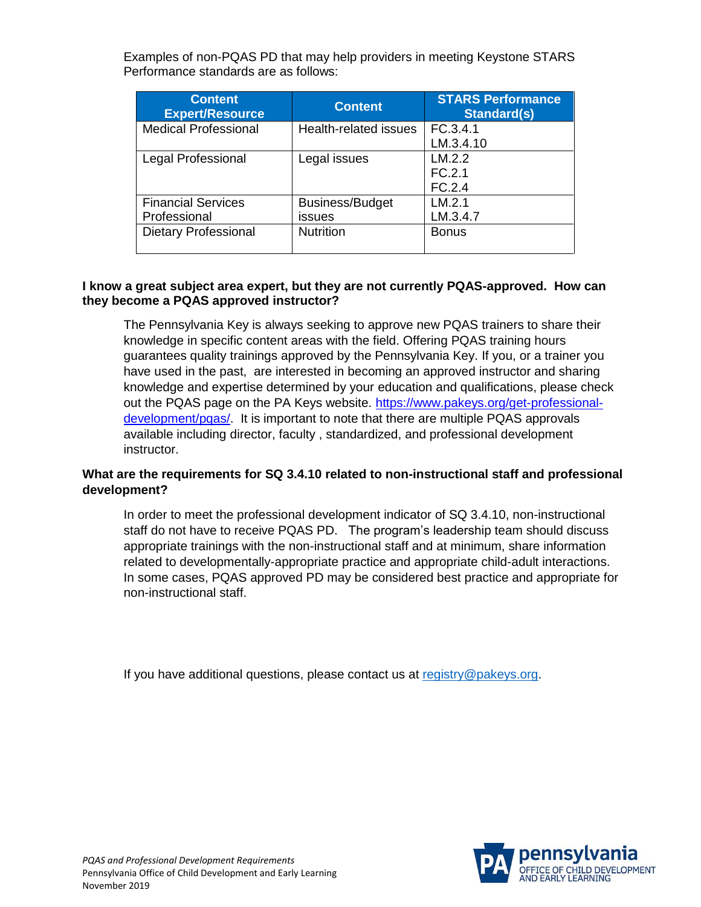Examples of non-PQAS PD that may help providers in meeting Keystone STARS Performance standards are as follows:

| Content Expert/Resource | Content | STARS Performance Standard(s) |
|---|---|---|
| Medical Professional | Health-related issues | FC.3.4.1<br>LM.3.4.10 |
| Legal Professional | Legal issues | LM.2.2<br>FC.2.1<br>FC.2.4 |
| Financial Services Professional | Business/Budget issues | LM.2.1<br>LM.3.4.7 |
| Dietary Professional | Nutrition | Bonus |

**I know a great subject area expert, but they are not currently PQAS-approved. How can they become a PQAS approved instructor?**

The Pennsylvania Key is always seeking to approve new PQAS trainers to share their knowledge in specific content areas with the field. Offering PQAS training hours guarantees quality trainings approved by the Pennsylvania Key. If you, or a trainer you have used in the past, are interested in becoming an approved instructor and sharing knowledge and expertise determined by your education and qualifications, please check out the PQAS page on the PA Keys website. https://www.pakeys.org/get-professional-development/pqas/. It is important to note that there are multiple PQAS approvals available including director, faculty , standardized, and professional development instructor.

**What are the requirements for SQ 3.4.10 related to non-instructional staff and professional development?**

In order to meet the professional development indicator of SQ 3.4.10, non-instructional staff do not have to receive PQAS PD. The program's leadership team should discuss appropriate trainings with the non-instructional staff and at minimum, share information related to developmentally-appropriate practice and appropriate child-adult interactions. In some cases, PQAS approved PD may be considered best practice and appropriate for non-instructional staff.

If you have additional questions, please contact us at registry@pakeys.org.